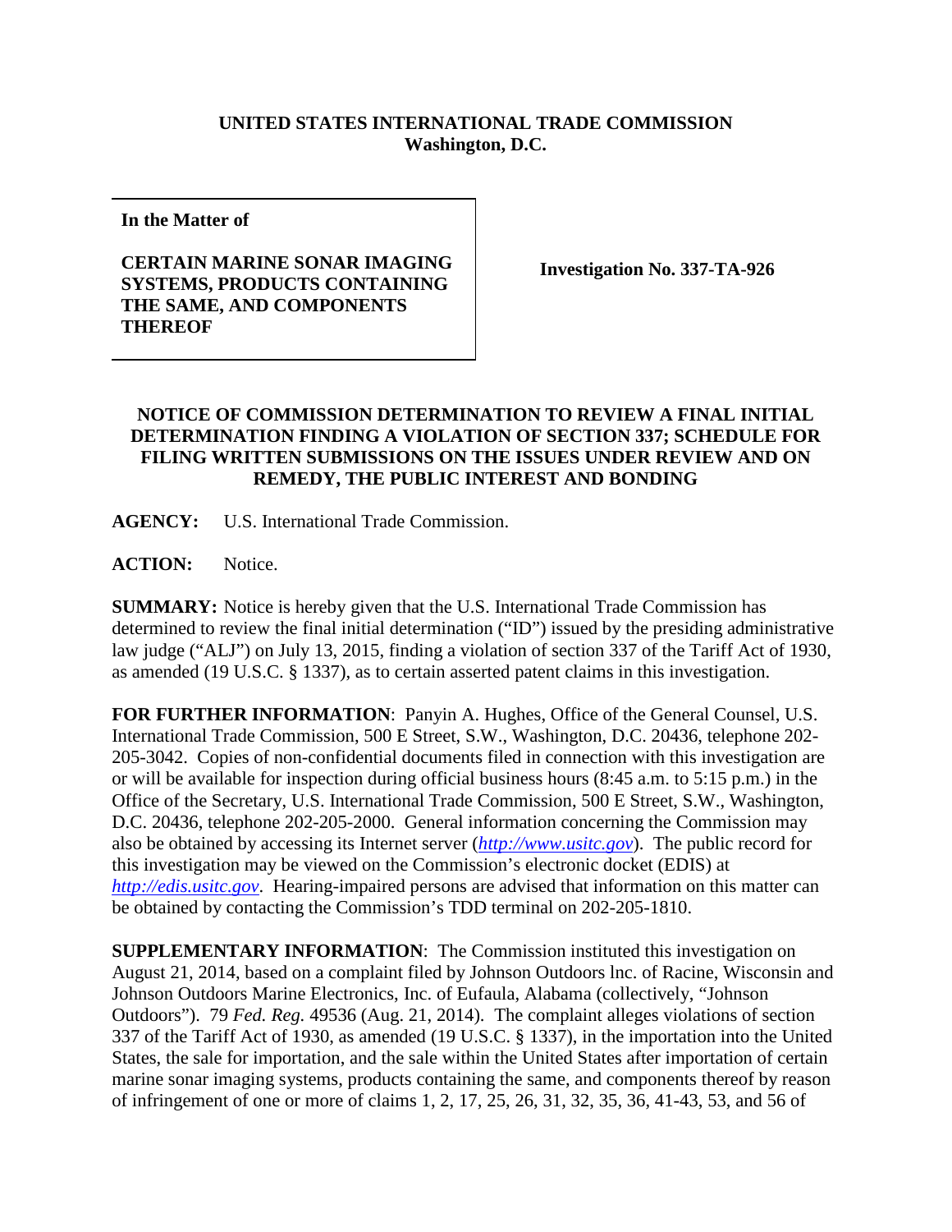**UNITED STATES INTERNATIONAL TRADE COMMISSION**
**Washington, D.C.**

| **In the Matter of**<br><br>**CERTAIN MARINE SONAR IMAGING SYSTEMS, PRODUCTS CONTAINING THE SAME, AND COMPONENTS THEREOF** | **Investigation No. 337-TA-926** |
|---|---|

**NOTICE OF COMMISSION DETERMINATION TO REVIEW A FINAL INITIAL DETERMINATION FINDING A VIOLATION OF SECTION 337; SCHEDULE FOR FILING WRITTEN SUBMISSIONS ON THE ISSUES UNDER REVIEW AND ON REMEDY, THE PUBLIC INTEREST AND BONDING**

**AGENCY:** U.S. International Trade Commission.

**ACTION:** Notice.

**SUMMARY:** Notice is hereby given that the U.S. International Trade Commission has determined to review the final initial determination ("ID") issued by the presiding administrative law judge ("ALJ") on July 13, 2015, finding a violation of section 337 of the Tariff Act of 1930, as amended (19 U.S.C. § 1337), as to certain asserted patent claims in this investigation.

**FOR FURTHER INFORMATION**: Panyin A. Hughes, Office of the General Counsel, U.S. International Trade Commission, 500 E Street, S.W., Washington, D.C. 20436, telephone 202-205-3042. Copies of non-confidential documents filed in connection with this investigation are or will be available for inspection during official business hours (8:45 a.m. to 5:15 p.m.) in the Office of the Secretary, U.S. International Trade Commission, 500 E Street, S.W., Washington, D.C. 20436, telephone 202-205-2000. General information concerning the Commission may also be obtained by accessing its Internet server (*http://www.usitc.gov*). The public record for this investigation may be viewed on the Commission's electronic docket (EDIS) at *http://edis.usitc.gov*. Hearing-impaired persons are advised that information on this matter can be obtained by contacting the Commission's TDD terminal on 202-205-1810.

**SUPPLEMENTARY INFORMATION**: The Commission instituted this investigation on August 21, 2014, based on a complaint filed by Johnson Outdoors lnc. of Racine, Wisconsin and Johnson Outdoors Marine Electronics, Inc. of Eufaula, Alabama (collectively, "Johnson Outdoors"). 79 *Fed. Reg.* 49536 (Aug. 21, 2014). The complaint alleges violations of section 337 of the Tariff Act of 1930, as amended (19 U.S.C. § 1337), in the importation into the United States, the sale for importation, and the sale within the United States after importation of certain marine sonar imaging systems, products containing the same, and components thereof by reason of infringement of one or more of claims 1, 2, 17, 25, 26, 31, 32, 35, 36, 41-43, 53, and 56 of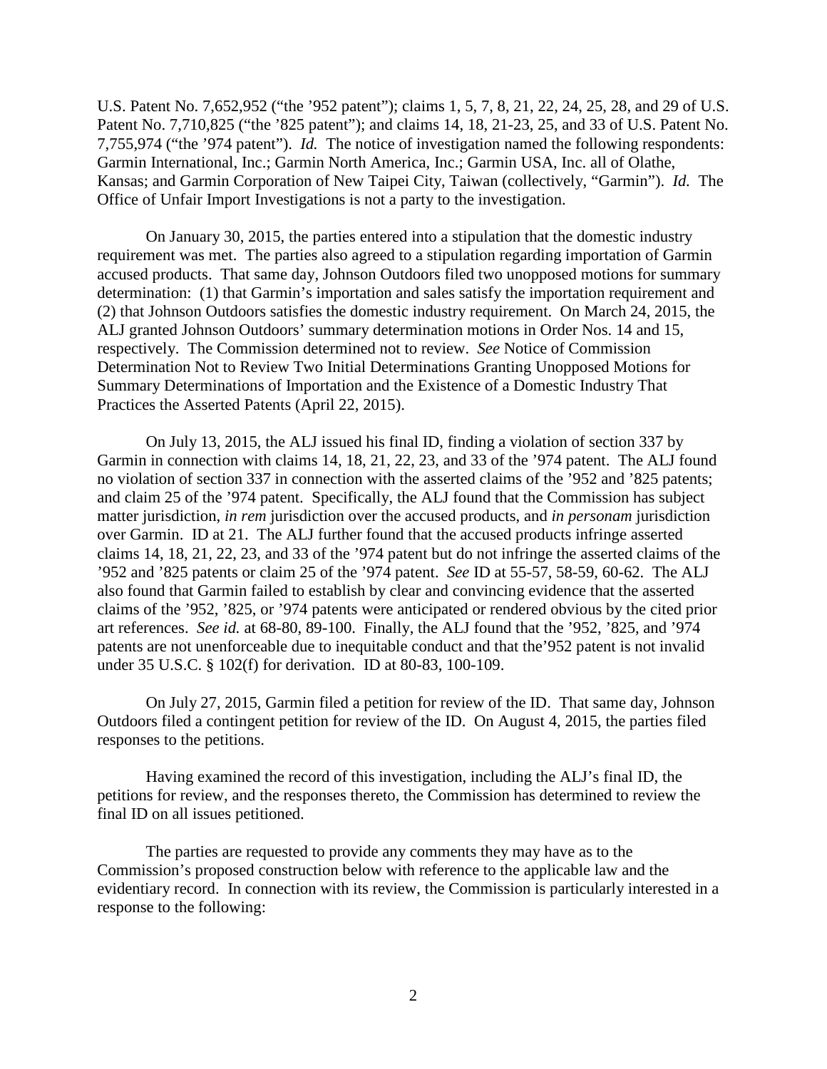U.S. Patent No. 7,652,952 ("the '952 patent"); claims 1, 5, 7, 8, 21, 22, 24, 25, 28, and 29 of U.S. Patent No. 7,710,825 ("the '825 patent"); and claims 14, 18, 21-23, 25, and 33 of U.S. Patent No. 7,755,974 ("the '974 patent"). *Id.* The notice of investigation named the following respondents: Garmin International, Inc.; Garmin North America, Inc.; Garmin USA, Inc. all of Olathe, Kansas; and Garmin Corporation of New Taipei City, Taiwan (collectively, "Garmin"). *Id.* The Office of Unfair Import Investigations is not a party to the investigation.

On January 30, 2015, the parties entered into a stipulation that the domestic industry requirement was met. The parties also agreed to a stipulation regarding importation of Garmin accused products. That same day, Johnson Outdoors filed two unopposed motions for summary determination: (1) that Garmin's importation and sales satisfy the importation requirement and (2) that Johnson Outdoors satisfies the domestic industry requirement. On March 24, 2015, the ALJ granted Johnson Outdoors' summary determination motions in Order Nos. 14 and 15, respectively. The Commission determined not to review. *See* Notice of Commission Determination Not to Review Two Initial Determinations Granting Unopposed Motions for Summary Determinations of Importation and the Existence of a Domestic Industry That Practices the Asserted Patents (April 22, 2015).

On July 13, 2015, the ALJ issued his final ID, finding a violation of section 337 by Garmin in connection with claims 14, 18, 21, 22, 23, and 33 of the '974 patent. The ALJ found no violation of section 337 in connection with the asserted claims of the '952 and '825 patents; and claim 25 of the '974 patent. Specifically, the ALJ found that the Commission has subject matter jurisdiction, *in rem* jurisdiction over the accused products, and *in personam* jurisdiction over Garmin. ID at 21. The ALJ further found that the accused products infringe asserted claims 14, 18, 21, 22, 23, and 33 of the '974 patent but do not infringe the asserted claims of the '952 and '825 patents or claim 25 of the '974 patent. *See* ID at 55-57, 58-59, 60-62. The ALJ also found that Garmin failed to establish by clear and convincing evidence that the asserted claims of the '952, '825, or '974 patents were anticipated or rendered obvious by the cited prior art references. *See id.* at 68-80, 89-100. Finally, the ALJ found that the '952, '825, and '974 patents are not unenforceable due to inequitable conduct and that the'952 patent is not invalid under 35 U.S.C. § 102(f) for derivation. ID at 80-83, 100-109.

On July 27, 2015, Garmin filed a petition for review of the ID. That same day, Johnson Outdoors filed a contingent petition for review of the ID. On August 4, 2015, the parties filed responses to the petitions.

Having examined the record of this investigation, including the ALJ's final ID, the petitions for review, and the responses thereto, the Commission has determined to review the final ID on all issues petitioned.

The parties are requested to provide any comments they may have as to the Commission's proposed construction below with reference to the applicable law and the evidentiary record. In connection with its review, the Commission is particularly interested in a response to the following: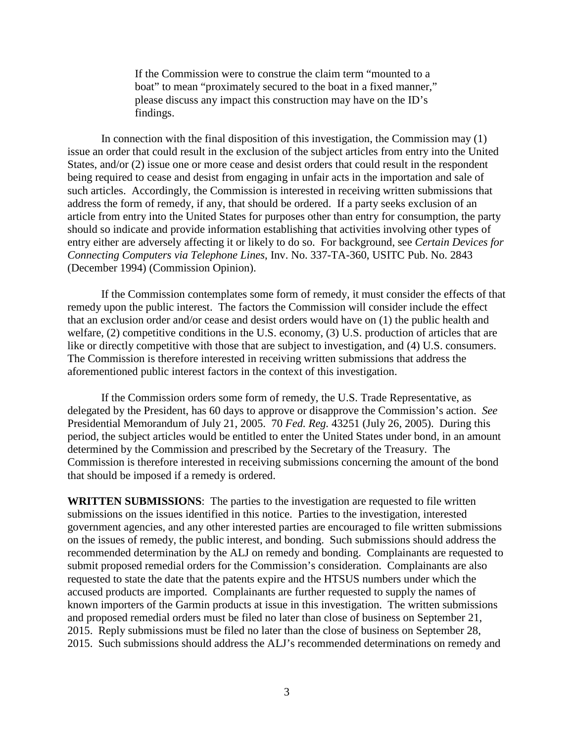> If the Commission were to construe the claim term "mounted to a boat" to mean "proximately secured to the boat in a fixed manner," please discuss any impact this construction may have on the ID's findings.

In connection with the final disposition of this investigation, the Commission may (1) issue an order that could result in the exclusion of the subject articles from entry into the United States, and/or (2) issue one or more cease and desist orders that could result in the respondent being required to cease and desist from engaging in unfair acts in the importation and sale of such articles. Accordingly, the Commission is interested in receiving written submissions that address the form of remedy, if any, that should be ordered. If a party seeks exclusion of an article from entry into the United States for purposes other than entry for consumption, the party should so indicate and provide information establishing that activities involving other types of entry either are adversely affecting it or likely to do so. For background, see *Certain Devices for Connecting Computers via Telephone Lines*, Inv. No. 337-TA-360, USITC Pub. No. 2843 (December 1994) (Commission Opinion).

If the Commission contemplates some form of remedy, it must consider the effects of that remedy upon the public interest. The factors the Commission will consider include the effect that an exclusion order and/or cease and desist orders would have on (1) the public health and welfare, (2) competitive conditions in the U.S. economy, (3) U.S. production of articles that are like or directly competitive with those that are subject to investigation, and (4) U.S. consumers. The Commission is therefore interested in receiving written submissions that address the aforementioned public interest factors in the context of this investigation.

If the Commission orders some form of remedy, the U.S. Trade Representative, as delegated by the President, has 60 days to approve or disapprove the Commission's action. *See* Presidential Memorandum of July 21, 2005. 70 *Fed. Reg.* 43251 (July 26, 2005). During this period, the subject articles would be entitled to enter the United States under bond, in an amount determined by the Commission and prescribed by the Secretary of the Treasury. The Commission is therefore interested in receiving submissions concerning the amount of the bond that should be imposed if a remedy is ordered.

**WRITTEN SUBMISSIONS**: The parties to the investigation are requested to file written submissions on the issues identified in this notice. Parties to the investigation, interested government agencies, and any other interested parties are encouraged to file written submissions on the issues of remedy, the public interest, and bonding. Such submissions should address the recommended determination by the ALJ on remedy and bonding. Complainants are requested to submit proposed remedial orders for the Commission's consideration. Complainants are also requested to state the date that the patents expire and the HTSUS numbers under which the accused products are imported. Complainants are further requested to supply the names of known importers of the Garmin products at issue in this investigation. The written submissions and proposed remedial orders must be filed no later than close of business on September 21, 2015. Reply submissions must be filed no later than the close of business on September 28, 2015. Such submissions should address the ALJ's recommended determinations on remedy and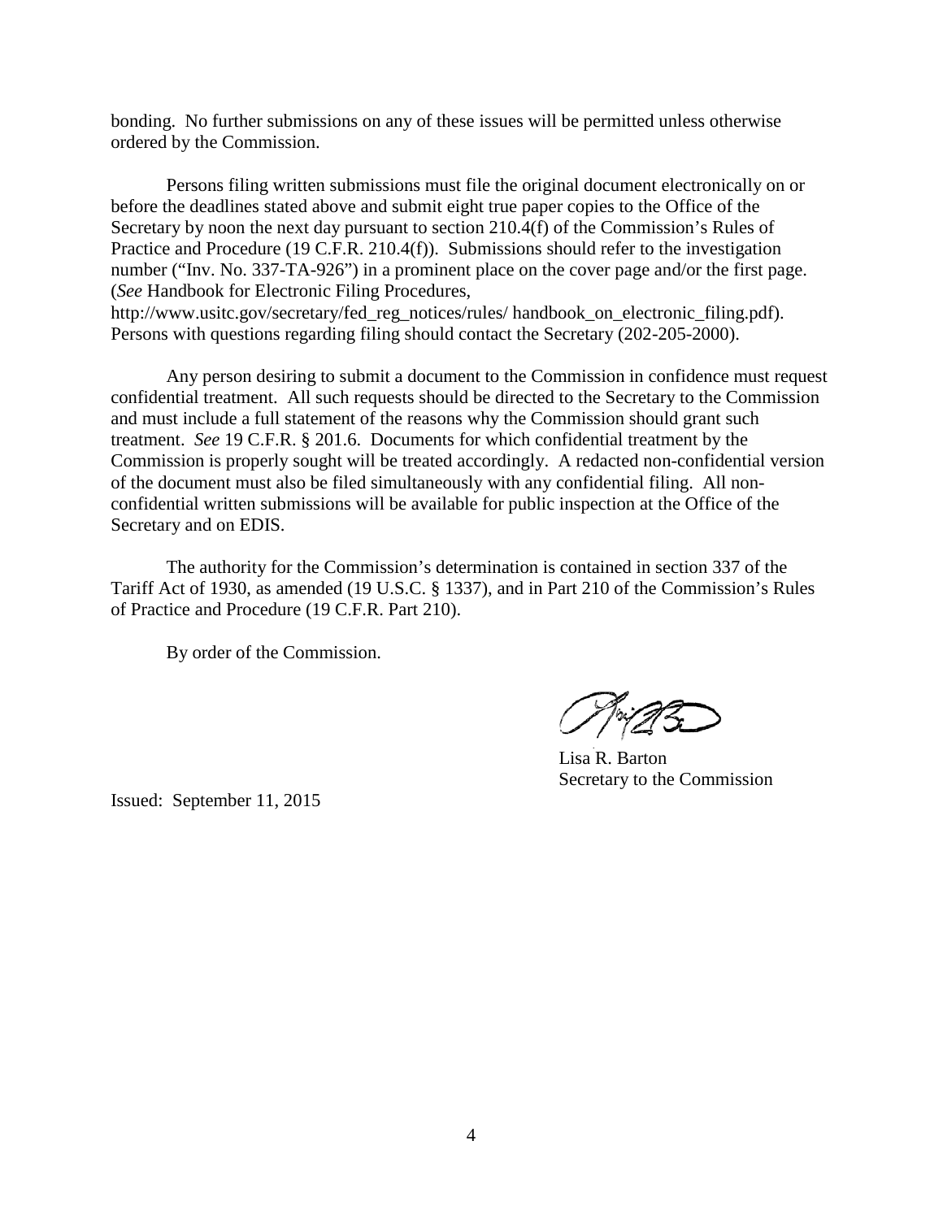bonding. No further submissions on any of these issues will be permitted unless otherwise ordered by the Commission.

Persons filing written submissions must file the original document electronically on or before the deadlines stated above and submit eight true paper copies to the Office of the Secretary by noon the next day pursuant to section 210.4(f) of the Commission's Rules of Practice and Procedure (19 C.F.R. 210.4(f)). Submissions should refer to the investigation number ("Inv. No. 337-TA-926") in a prominent place on the cover page and/or the first page. (*See* Handbook for Electronic Filing Procedures, http://www.usitc.gov/secretary/fed_reg_notices/rules/ handbook_on_electronic_filing.pdf). Persons with questions regarding filing should contact the Secretary (202-205-2000).

Any person desiring to submit a document to the Commission in confidence must request confidential treatment. All such requests should be directed to the Secretary to the Commission and must include a full statement of the reasons why the Commission should grant such treatment. *See* 19 C.F.R. § 201.6. Documents for which confidential treatment by the Commission is properly sought will be treated accordingly. A redacted non-confidential version of the document must also be filed simultaneously with any confidential filing. All non-confidential written submissions will be available for public inspection at the Office of the Secretary and on EDIS.

The authority for the Commission's determination is contained in section 337 of the Tariff Act of 1930, as amended (19 U.S.C. § 1337), and in Part 210 of the Commission's Rules of Practice and Procedure (19 C.F.R. Part 210).

By order of the Commission.

Lisa R. Barton
Secretary to the Commission

Issued: September 11, 2015